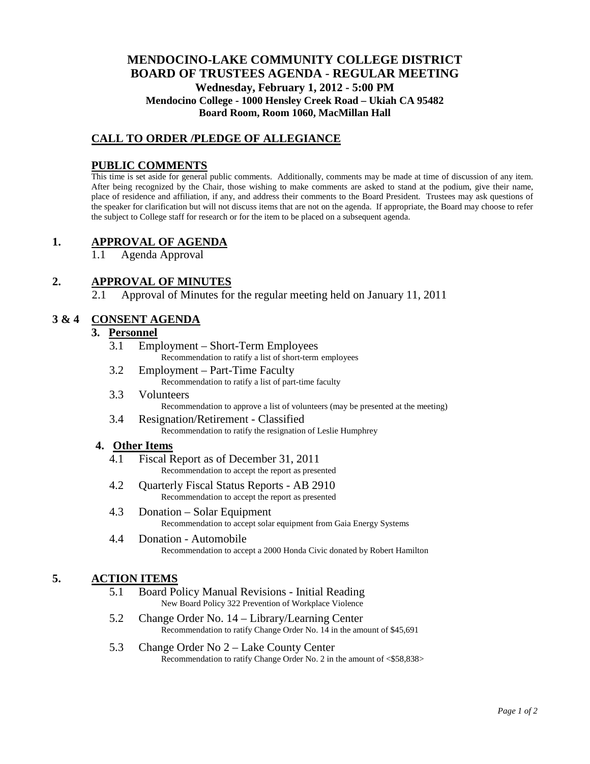# MENDOCINO-LAKE COMMUNITY COLLEGE DISTRICT
# BOARD OF TRUSTEES AGENDA - REGULAR MEETING

**Wednesday, February 1, 2012 - 5:00 PM**
**Mendocino College - 1000 Hensley Creek Road – Ukiah CA 95482**
**Board Room, Room 1060, MacMillan Hall**

## CALL TO ORDER /PLEDGE OF ALLEGIANCE

## PUBLIC COMMENTS

This time is set aside for general public comments. Additionally, comments may be made at time of discussion of any item. After being recognized by the Chair, those wishing to make comments are asked to stand at the podium, give their name, place of residence and affiliation, if any, and address their comments to the Board President. Trustees may ask questions of the speaker for clarification but will not discuss items that are not on the agenda. If appropriate, the Board may choose to refer the subject to College staff for research or for the item to be placed on a subsequent agenda.

## 1. APPROVAL OF AGENDA

1.1 Agenda Approval

## 2. APPROVAL OF MINUTES

2.1 Approval of Minutes for the regular meeting held on January 11, 2011

## 3 & 4 CONSENT AGENDA

### 3. Personnel

3.1 Employment – Short-Term Employees
Recommendation to ratify a list of short-term employees

3.2 Employment – Part-Time Faculty
Recommendation to ratify a list of part-time faculty

3.3 Volunteers
Recommendation to approve a list of volunteers (may be presented at the meeting)

3.4 Resignation/Retirement - Classified
Recommendation to ratify the resignation of Leslie Humphrey

### 4. Other Items

4.1 Fiscal Report as of December 31, 2011
Recommendation to accept the report as presented

4.2 Quarterly Fiscal Status Reports - AB 2910
Recommendation to accept the report as presented

4.3 Donation – Solar Equipment
Recommendation to accept solar equipment from Gaia Energy Systems

4.4 Donation - Automobile
Recommendation to accept a 2000 Honda Civic donated by Robert Hamilton

## 5. ACTION ITEMS

5.1 Board Policy Manual Revisions - Initial Reading
New Board Policy 322 Prevention of Workplace Violence

5.2 Change Order No. 14 – Library/Learning Center
Recommendation to ratify Change Order No. 14 in the amount of $45,691

5.3 Change Order No 2 – Lake County Center
Recommendation to ratify Change Order No. 2 in the amount of <$58,838>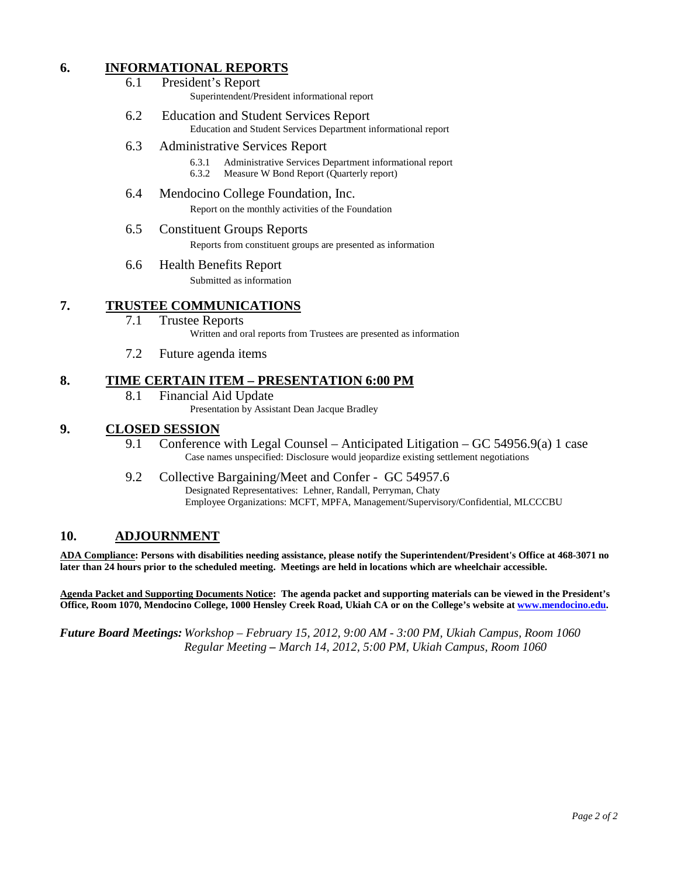## 6. INFORMATIONAL REPORTS

6.1 President's Report

Superintendent/President informational report

6.2 Education and Student Services Report

Education and Student Services Department informational report

6.3 Administrative Services Report

6.3.1 Administrative Services Department informational report
6.3.2 Measure W Bond Report (Quarterly report)

6.4 Mendocino College Foundation, Inc.

Report on the monthly activities of the Foundation

6.5 Constituent Groups Reports

Reports from constituent groups are presented as information

6.6 Health Benefits Report

Submitted as information

## 7. TRUSTEE COMMUNICATIONS

7.1 Trustee Reports

Written and oral reports from Trustees are presented as information

7.2 Future agenda items

## 8. TIME CERTAIN ITEM – PRESENTATION 6:00 PM

8.1 Financial Aid Update

Presentation by Assistant Dean Jacque Bradley

## 9. CLOSED SESSION

9.1 Conference with Legal Counsel – Anticipated Litigation – GC 54956.9(a) 1 case

Case names unspecified: Disclosure would jeopardize existing settlement negotiations

9.2 Collective Bargaining/Meet and Confer - GC 54957.6

Designated Representatives: Lehner, Randall, Perryman, Chaty
Employee Organizations: MCFT, MPFA, Management/Supervisory/Confidential, MLCCCBU

## 10. ADJOURNMENT

**ADA Compliance: Persons with disabilities needing assistance, please notify the Superintendent/President's Office at 468-3071 no later than 24 hours prior to the scheduled meeting. Meetings are held in locations which are wheelchair accessible.**

**Agenda Packet and Supporting Documents Notice: The agenda packet and supporting materials can be viewed in the President's Office, Room 1070, Mendocino College, 1000 Hensley Creek Road, Ukiah CA or on the College's website at www.mendocino.edu.**

***Future Board Meetings:*** *Workshop – February 15, 2012, 9:00 AM - 3:00 PM, Ukiah Campus, Room 1060*
*Regular Meeting – March 14, 2012, 5:00 PM, Ukiah Campus, Room 1060*